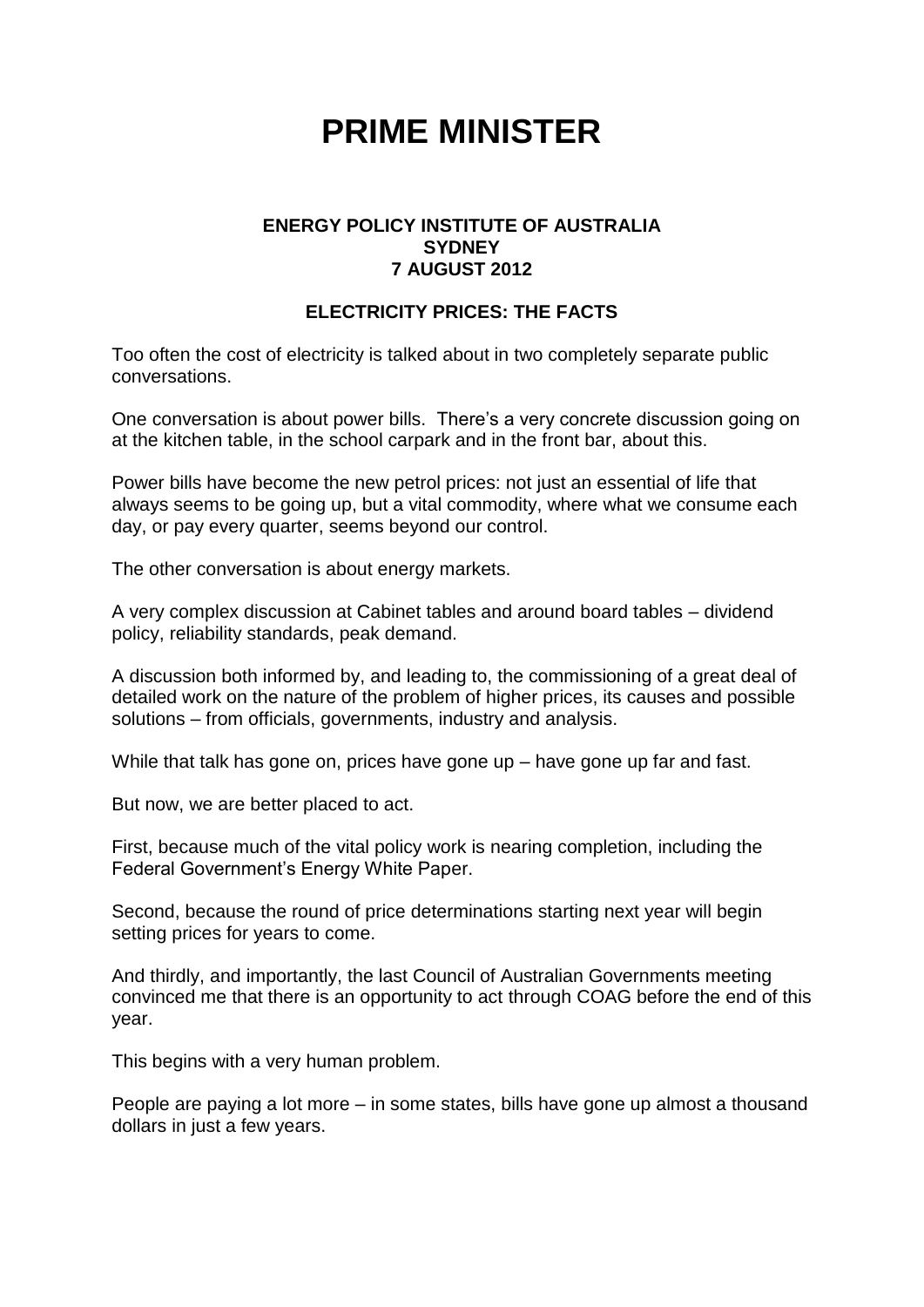# PRIME MINISTER

**ENERGY POLICY INSTITUTE OF AUSTRALIA**
**SYDNEY**
**7 AUGUST 2012**

## ELECTRICITY PRICES: THE FACTS

Too often the cost of electricity is talked about in two completely separate public conversations.

One conversation is about power bills. There's a very concrete discussion going on at the kitchen table, in the school carpark and in the front bar, about this.

Power bills have become the new petrol prices: not just an essential of life that always seems to be going up, but a vital commodity, where what we consume each day, or pay every quarter, seems beyond our control.

The other conversation is about energy markets.

A very complex discussion at Cabinet tables and around board tables – dividend policy, reliability standards, peak demand.

A discussion both informed by, and leading to, the commissioning of a great deal of detailed work on the nature of the problem of higher prices, its causes and possible solutions – from officials, governments, industry and analysis.

While that talk has gone on, prices have gone up – have gone up far and fast.

But now, we are better placed to act.

First, because much of the vital policy work is nearing completion, including the Federal Government's Energy White Paper.

Second, because the round of price determinations starting next year will begin setting prices for years to come.

And thirdly, and importantly, the last Council of Australian Governments meeting convinced me that there is an opportunity to act through COAG before the end of this year.

This begins with a very human problem.

People are paying a lot more – in some states, bills have gone up almost a thousand dollars in just a few years.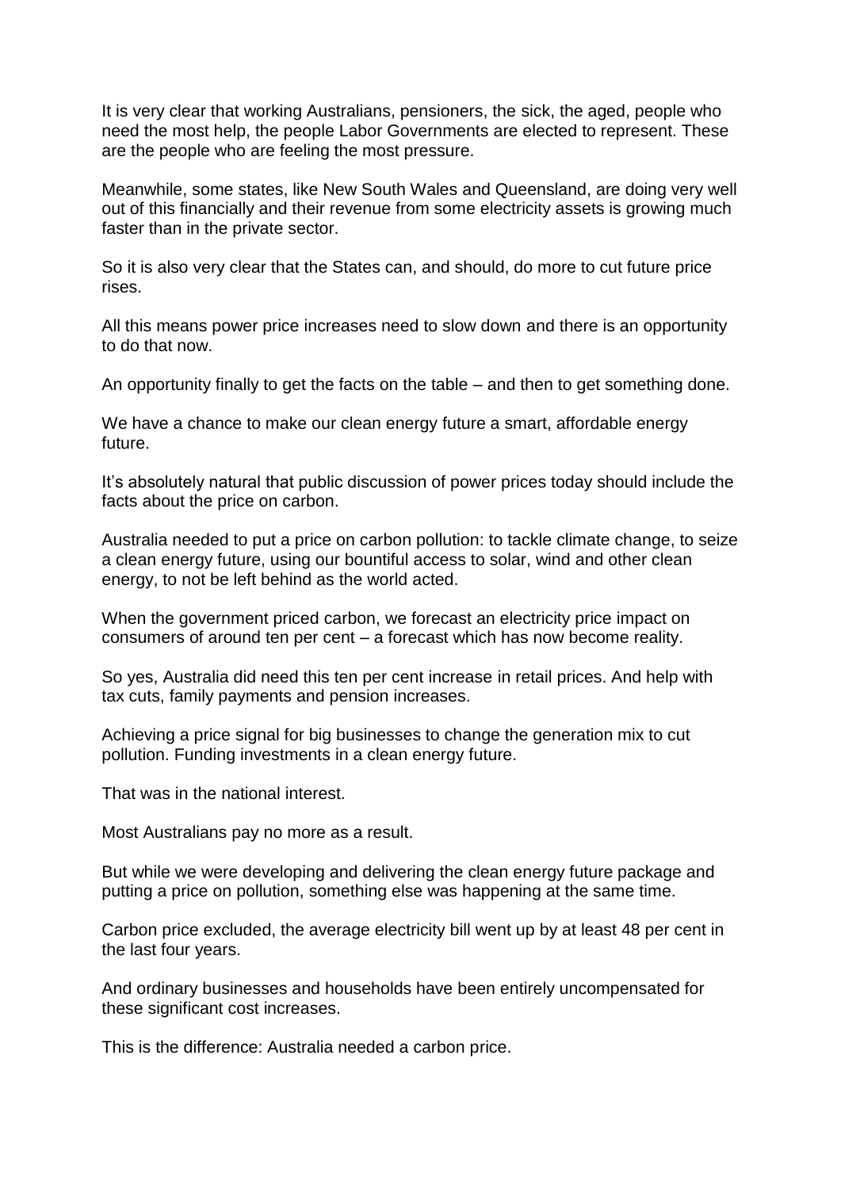It is very clear that working Australians, pensioners, the sick, the aged, people who need the most help, the people Labor Governments are elected to represent. These are the people who are feeling the most pressure.

Meanwhile, some states, like New South Wales and Queensland, are doing very well out of this financially and their revenue from some electricity assets is growing much faster than in the private sector.

So it is also very clear that the States can, and should, do more to cut future price rises.

All this means power price increases need to slow down and there is an opportunity to do that now.

An opportunity finally to get the facts on the table – and then to get something done.

We have a chance to make our clean energy future a smart, affordable energy future.

It's absolutely natural that public discussion of power prices today should include the facts about the price on carbon.

Australia needed to put a price on carbon pollution: to tackle climate change, to seize a clean energy future, using our bountiful access to solar, wind and other clean energy, to not be left behind as the world acted.

When the government priced carbon, we forecast an electricity price impact on consumers of around ten per cent – a forecast which has now become reality.

So yes, Australia did need this ten per cent increase in retail prices. And help with tax cuts, family payments and pension increases.

Achieving a price signal for big businesses to change the generation mix to cut pollution. Funding investments in a clean energy future.

That was in the national interest.

Most Australians pay no more as a result.

But while we were developing and delivering the clean energy future package and putting a price on pollution, something else was happening at the same time.

Carbon price excluded, the average electricity bill went up by at least 48 per cent in the last four years.

And ordinary businesses and households have been entirely uncompensated for these significant cost increases.

This is the difference: Australia needed a carbon price.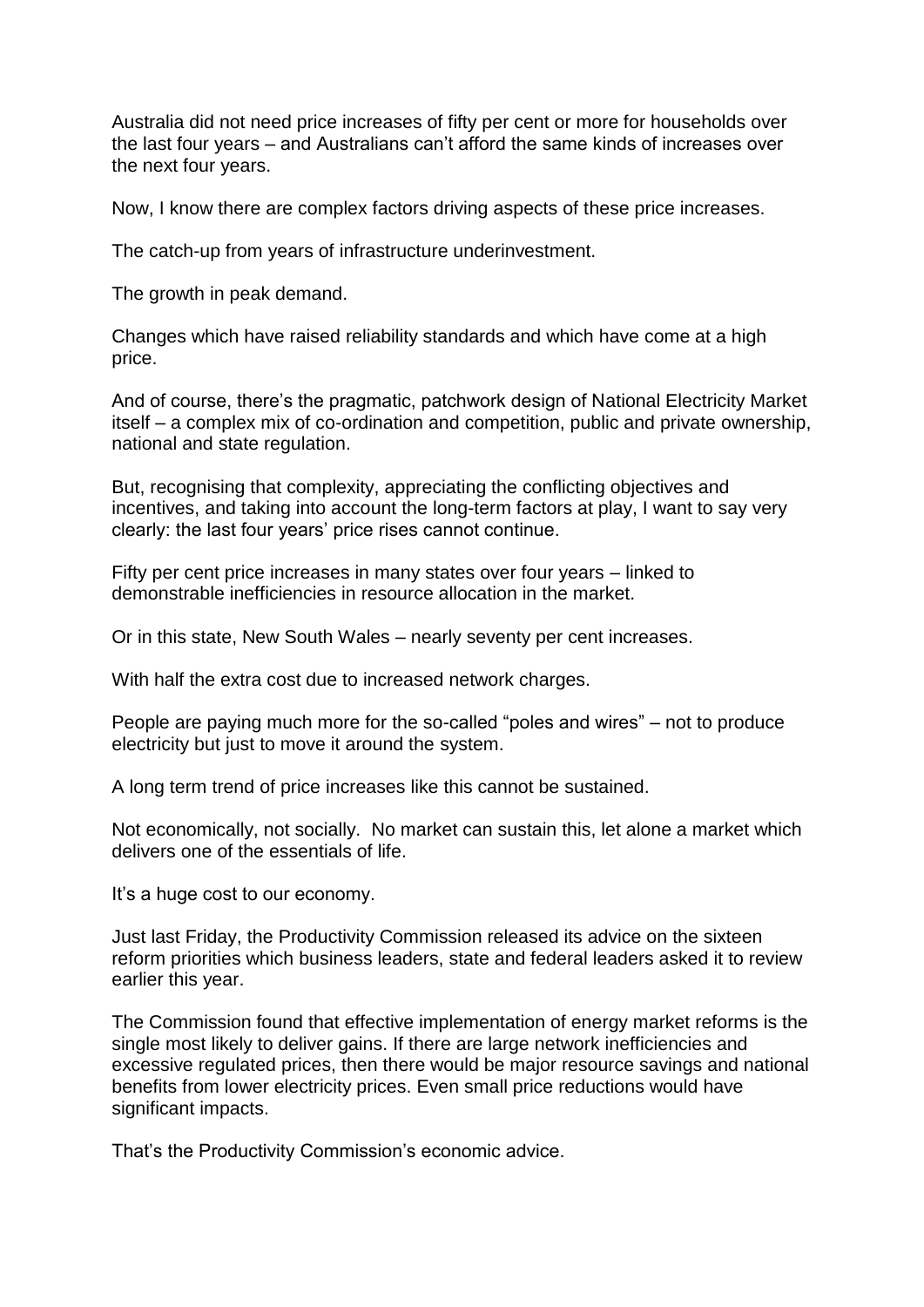Australia did not need price increases of fifty per cent or more for households over the last four years – and Australians can't afford the same kinds of increases over the next four years.

Now, I know there are complex factors driving aspects of these price increases.

The catch-up from years of infrastructure underinvestment.

The growth in peak demand.

Changes which have raised reliability standards and which have come at a high price.

And of course, there's the pragmatic, patchwork design of National Electricity Market itself – a complex mix of co-ordination and competition, public and private ownership, national and state regulation.

But, recognising that complexity, appreciating the conflicting objectives and incentives, and taking into account the long-term factors at play, I want to say very clearly: the last four years' price rises cannot continue.

Fifty per cent price increases in many states over four years – linked to demonstrable inefficiencies in resource allocation in the market.

Or in this state, New South Wales – nearly seventy per cent increases.

With half the extra cost due to increased network charges.

People are paying much more for the so-called "poles and wires" – not to produce electricity but just to move it around the system.

A long term trend of price increases like this cannot be sustained.

Not economically, not socially. No market can sustain this, let alone a market which delivers one of the essentials of life.

It's a huge cost to our economy.

Just last Friday, the Productivity Commission released its advice on the sixteen reform priorities which business leaders, state and federal leaders asked it to review earlier this year.

The Commission found that effective implementation of energy market reforms is the single most likely to deliver gains. If there are large network inefficiencies and excessive regulated prices, then there would be major resource savings and national benefits from lower electricity prices. Even small price reductions would have significant impacts.

That's the Productivity Commission's economic advice.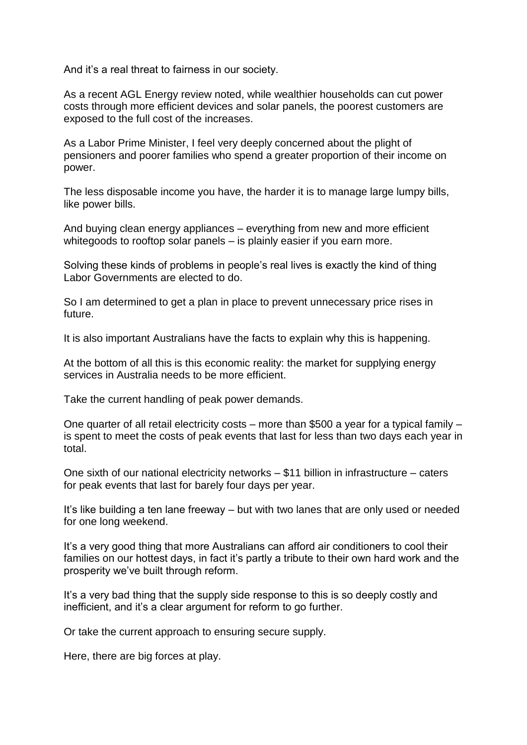And it's a real threat to fairness in our society.

As a recent AGL Energy review noted, while wealthier households can cut power costs through more efficient devices and solar panels, the poorest customers are exposed to the full cost of the increases.

As a Labor Prime Minister, I feel very deeply concerned about the plight of pensioners and poorer families who spend a greater proportion of their income on power.

The less disposable income you have, the harder it is to manage large lumpy bills, like power bills.

And buying clean energy appliances – everything from new and more efficient whitegoods to rooftop solar panels – is plainly easier if you earn more.

Solving these kinds of problems in people's real lives is exactly the kind of thing Labor Governments are elected to do.

So I am determined to get a plan in place to prevent unnecessary price rises in future.

It is also important Australians have the facts to explain why this is happening.

At the bottom of all this is this economic reality: the market for supplying energy services in Australia needs to be more efficient.

Take the current handling of peak power demands.

One quarter of all retail electricity costs – more than $500 a year for a typical family – is spent to meet the costs of peak events that last for less than two days each year in total.

One sixth of our national electricity networks – $11 billion in infrastructure – caters for peak events that last for barely four days per year.

It's like building a ten lane freeway – but with two lanes that are only used or needed for one long weekend.

It's a very good thing that more Australians can afford air conditioners to cool their families on our hottest days, in fact it's partly a tribute to their own hard work and the prosperity we've built through reform.

It's a very bad thing that the supply side response to this is so deeply costly and inefficient, and it's a clear argument for reform to go further.

Or take the current approach to ensuring secure supply.

Here, there are big forces at play.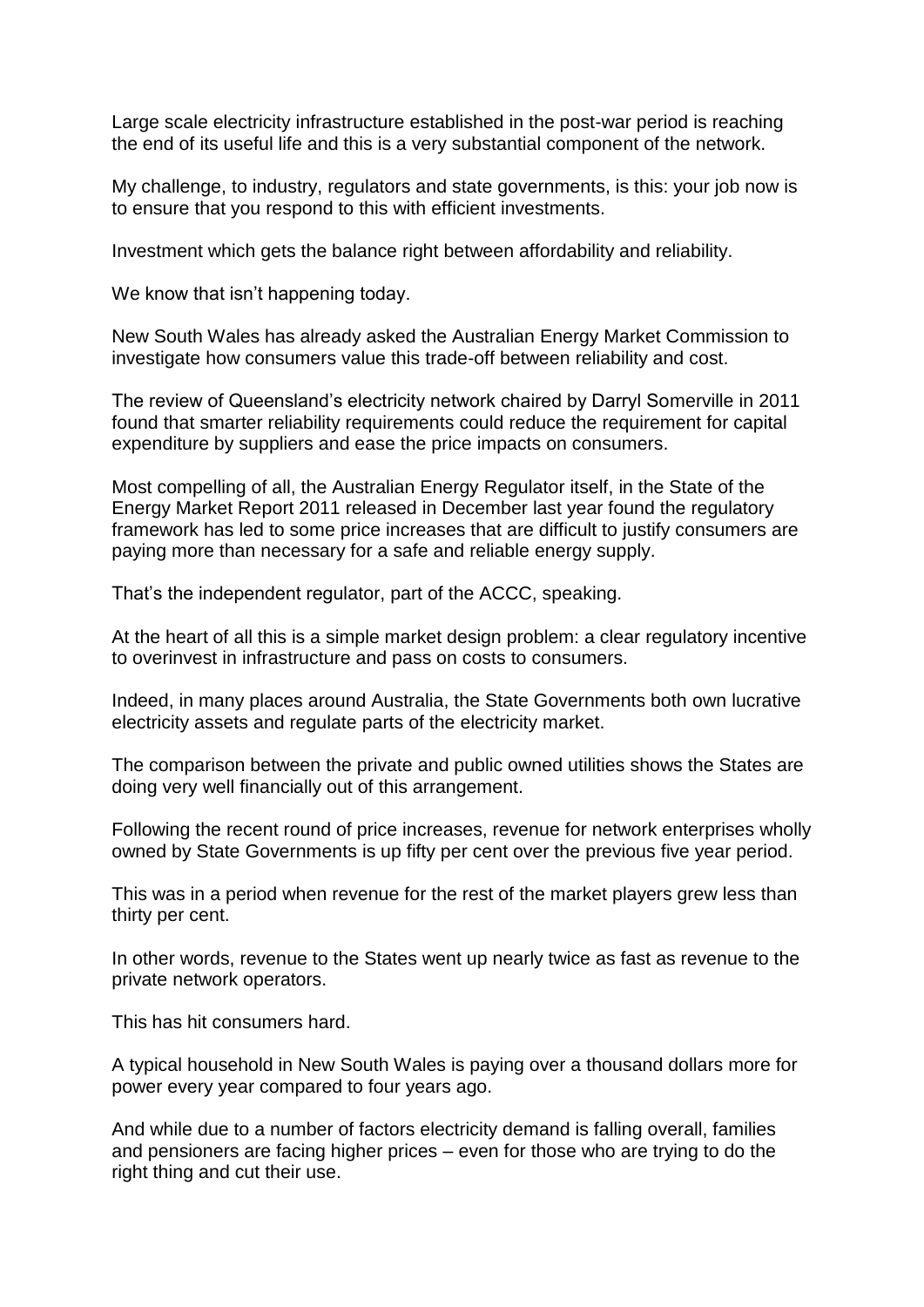Large scale electricity infrastructure established in the post-war period is reaching the end of its useful life and this is a very substantial component of the network.

My challenge, to industry, regulators and state governments, is this: your job now is to ensure that you respond to this with efficient investments.

Investment which gets the balance right between affordability and reliability.

We know that isn't happening today.

New South Wales has already asked the Australian Energy Market Commission to investigate how consumers value this trade-off between reliability and cost.

The review of Queensland's electricity network chaired by Darryl Somerville in 2011 found that smarter reliability requirements could reduce the requirement for capital expenditure by suppliers and ease the price impacts on consumers.

Most compelling of all, the Australian Energy Regulator itself, in the State of the Energy Market Report 2011 released in December last year found the regulatory framework has led to some price increases that are difficult to justify consumers are paying more than necessary for a safe and reliable energy supply.

That's the independent regulator, part of the ACCC, speaking.

At the heart of all this is a simple market design problem: a clear regulatory incentive to overinvest in infrastructure and pass on costs to consumers.

Indeed, in many places around Australia, the State Governments both own lucrative electricity assets and regulate parts of the electricity market.

The comparison between the private and public owned utilities shows the States are doing very well financially out of this arrangement.

Following the recent round of price increases, revenue for network enterprises wholly owned by State Governments is up fifty per cent over the previous five year period.

This was in a period when revenue for the rest of the market players grew less than thirty per cent.

In other words, revenue to the States went up nearly twice as fast as revenue to the private network operators.

This has hit consumers hard.

A typical household in New South Wales is paying over a thousand dollars more for power every year compared to four years ago.

And while due to a number of factors electricity demand is falling overall, families and pensioners are facing higher prices – even for those who are trying to do the right thing and cut their use.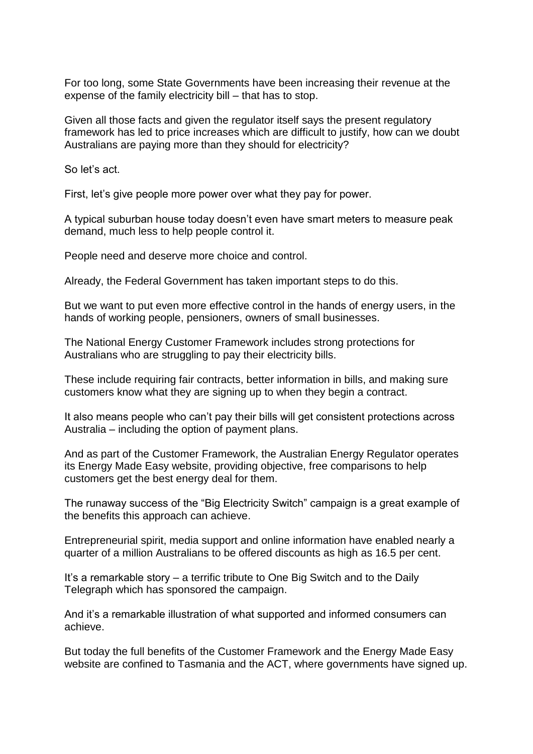For too long, some State Governments have been increasing their revenue at the expense of the family electricity bill – that has to stop.

Given all those facts and given the regulator itself says the present regulatory framework has led to price increases which are difficult to justify, how can we doubt Australians are paying more than they should for electricity?

So let's act.

First, let's give people more power over what they pay for power.

A typical suburban house today doesn't even have smart meters to measure peak demand, much less to help people control it.

People need and deserve more choice and control.

Already, the Federal Government has taken important steps to do this.

But we want to put even more effective control in the hands of energy users, in the hands of working people, pensioners, owners of small businesses.

The National Energy Customer Framework includes strong protections for Australians who are struggling to pay their electricity bills.

These include requiring fair contracts, better information in bills, and making sure customers know what they are signing up to when they begin a contract.

It also means people who can't pay their bills will get consistent protections across Australia – including the option of payment plans.

And as part of the Customer Framework, the Australian Energy Regulator operates its Energy Made Easy website, providing objective, free comparisons to help customers get the best energy deal for them.

The runaway success of the "Big Electricity Switch" campaign is a great example of the benefits this approach can achieve.

Entrepreneurial spirit, media support and online information have enabled nearly a quarter of a million Australians to be offered discounts as high as 16.5 per cent.

It's a remarkable story – a terrific tribute to One Big Switch and to the Daily Telegraph which has sponsored the campaign.

And it's a remarkable illustration of what supported and informed consumers can achieve.

But today the full benefits of the Customer Framework and the Energy Made Easy website are confined to Tasmania and the ACT, where governments have signed up.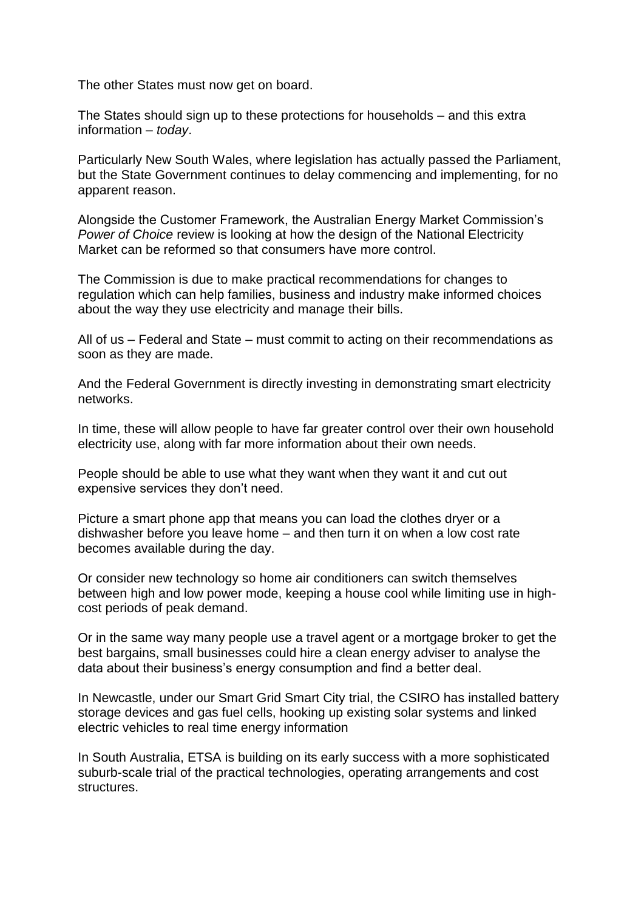The other States must now get on board.

The States should sign up to these protections for households – and this extra information – *today*.

Particularly New South Wales, where legislation has actually passed the Parliament, but the State Government continues to delay commencing and implementing, for no apparent reason.

Alongside the Customer Framework, the Australian Energy Market Commission's *Power of Choice* review is looking at how the design of the National Electricity Market can be reformed so that consumers have more control.

The Commission is due to make practical recommendations for changes to regulation which can help families, business and industry make informed choices about the way they use electricity and manage their bills.

All of us – Federal and State – must commit to acting on their recommendations as soon as they are made.

And the Federal Government is directly investing in demonstrating smart electricity networks.

In time, these will allow people to have far greater control over their own household electricity use, along with far more information about their own needs.

People should be able to use what they want when they want it and cut out expensive services they don't need.

Picture a smart phone app that means you can load the clothes dryer or a dishwasher before you leave home – and then turn it on when a low cost rate becomes available during the day.

Or consider new technology so home air conditioners can switch themselves between high and low power mode, keeping a house cool while limiting use in high-cost periods of peak demand.

Or in the same way many people use a travel agent or a mortgage broker to get the best bargains, small businesses could hire a clean energy adviser to analyse the data about their business's energy consumption and find a better deal.

In Newcastle, under our Smart Grid Smart City trial, the CSIRO has installed battery storage devices and gas fuel cells, hooking up existing solar systems and linked electric vehicles to real time energy information

In South Australia, ETSA is building on its early success with a more sophisticated suburb-scale trial of the practical technologies, operating arrangements and cost structures.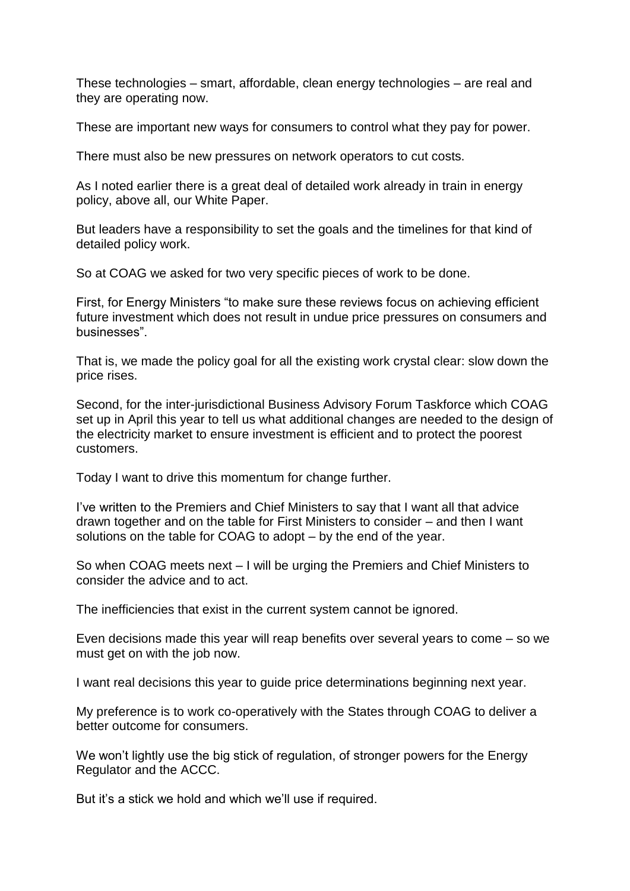These technologies – smart, affordable, clean energy technologies – are real and they are operating now.

These are important new ways for consumers to control what they pay for power.

There must also be new pressures on network operators to cut costs.

As I noted earlier there is a great deal of detailed work already in train in energy policy, above all, our White Paper.

But leaders have a responsibility to set the goals and the timelines for that kind of detailed policy work.

So at COAG we asked for two very specific pieces of work to be done.

First, for Energy Ministers "to make sure these reviews focus on achieving efficient future investment which does not result in undue price pressures on consumers and businesses".

That is, we made the policy goal for all the existing work crystal clear: slow down the price rises.

Second, for the inter-jurisdictional Business Advisory Forum Taskforce which COAG set up in April this year to tell us what additional changes are needed to the design of the electricity market to ensure investment is efficient and to protect the poorest customers.

Today I want to drive this momentum for change further.

I've written to the Premiers and Chief Ministers to say that I want all that advice drawn together and on the table for First Ministers to consider – and then I want solutions on the table for COAG to adopt – by the end of the year.

So when COAG meets next – I will be urging the Premiers and Chief Ministers to consider the advice and to act.

The inefficiencies that exist in the current system cannot be ignored.

Even decisions made this year will reap benefits over several years to come – so we must get on with the job now.

I want real decisions this year to guide price determinations beginning next year.

My preference is to work co-operatively with the States through COAG to deliver a better outcome for consumers.

We won't lightly use the big stick of regulation, of stronger powers for the Energy Regulator and the ACCC.

But it's a stick we hold and which we'll use if required.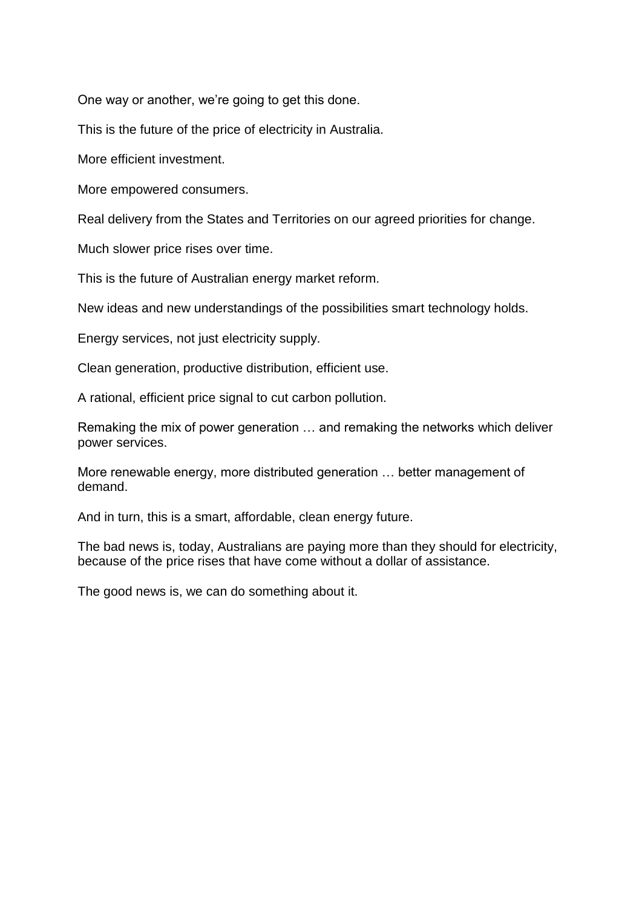One way or another, we're going to get this done.

This is the future of the price of electricity in Australia.

More efficient investment.

More empowered consumers.

Real delivery from the States and Territories on our agreed priorities for change.

Much slower price rises over time.

This is the future of Australian energy market reform.

New ideas and new understandings of the possibilities smart technology holds.

Energy services, not just electricity supply.

Clean generation, productive distribution, efficient use.

A rational, efficient price signal to cut carbon pollution.

Remaking the mix of power generation … and remaking the networks which deliver power services.

More renewable energy, more distributed generation … better management of demand.

And in turn, this is a smart, affordable, clean energy future.

The bad news is, today, Australians are paying more than they should for electricity, because of the price rises that have come without a dollar of assistance.

The good news is, we can do something about it.